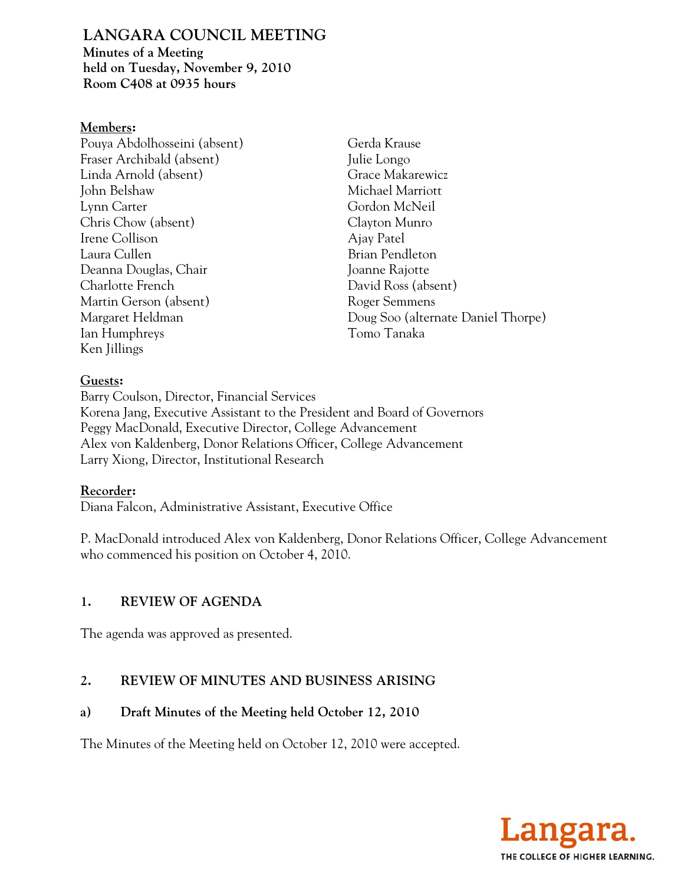# LANGARA COUNCIL MEETING

**Minutes of a Meeting**
**held on Tuesday, November 9, 2010**
**Room C408 at 0935 hours**

**Members:**

Pouya Abdolhosseini (absent)
Fraser Archibald (absent)
Linda Arnold (absent)
John Belshaw
Lynn Carter
Chris Chow (absent)
Irene Collison
Laura Cullen
Deanna Douglas, Chair
Charlotte French
Martin Gerson (absent)
Margaret Heldman
Ian Humphreys
Ken Jillings
Gerda Krause
Julie Longo
Grace Makarewicz
Michael Marriott
Gordon McNeil
Clayton Munro
Ajay Patel
Brian Pendleton
Joanne Rajotte
David Ross (absent)
Roger Semmens
Doug Soo (alternate Daniel Thorpe)
Tomo Tanaka

**Guests:**

Barry Coulson, Director, Financial Services
Korena Jang, Executive Assistant to the President and Board of Governors
Peggy MacDonald, Executive Director, College Advancement
Alex von Kaldenberg, Donor Relations Officer, College Advancement
Larry Xiong, Director, Institutional Research

**Recorder:**

Diana Falcon, Administrative Assistant, Executive Office

P. MacDonald introduced Alex von Kaldenberg, Donor Relations Officer, College Advancement who commenced his position on October 4, 2010.

## 1. REVIEW OF AGENDA

The agenda was approved as presented.

## 2. REVIEW OF MINUTES AND BUSINESS ARISING

### a) Draft Minutes of the Meeting held October 12, 2010

The Minutes of the Meeting held on October 12, 2010 were accepted.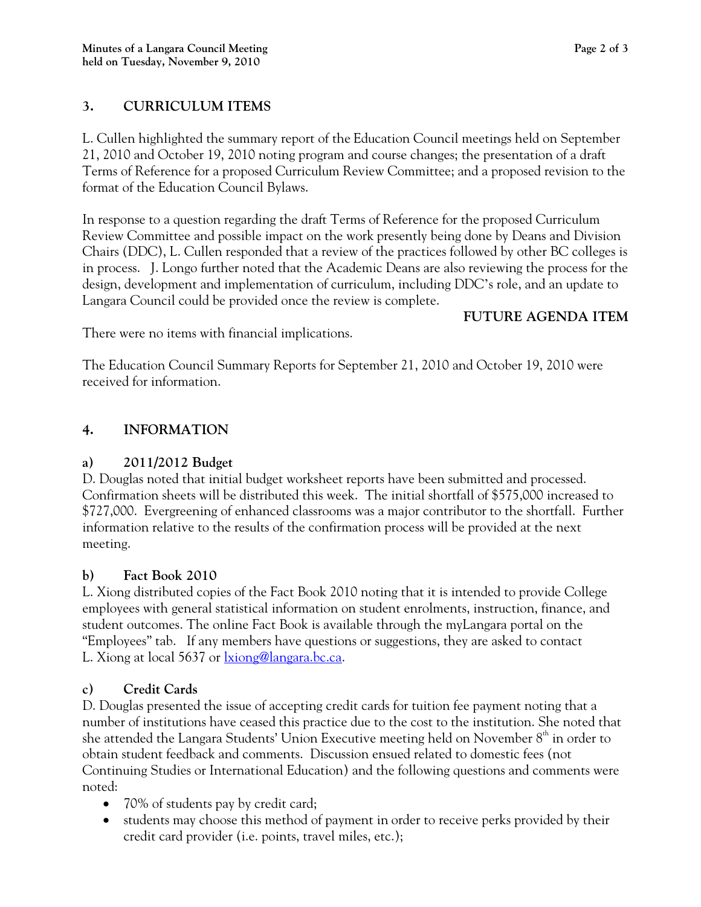## 3. CURRICULUM ITEMS

L. Cullen highlighted the summary report of the Education Council meetings held on September 21, 2010 and October 19, 2010 noting program and course changes; the presentation of a draft Terms of Reference for a proposed Curriculum Review Committee; and a proposed revision to the format of the Education Council Bylaws.

In response to a question regarding the draft Terms of Reference for the proposed Curriculum Review Committee and possible impact on the work presently being done by Deans and Division Chairs (DDC), L. Cullen responded that a review of the practices followed by other BC colleges is in process. J. Longo further noted that the Academic Deans are also reviewing the process for the design, development and implementation of curriculum, including DDC's role, and an update to Langara Council could be provided once the review is complete.

**FUTURE AGENDA ITEM**

There were no items with financial implications.

The Education Council Summary Reports for September 21, 2010 and October 19, 2010 were received for information.

## 4. INFORMATION

### a) 2011/2012 Budget

D. Douglas noted that initial budget worksheet reports have been submitted and processed. Confirmation sheets will be distributed this week. The initial shortfall of $575,000 increased to $727,000. Evergreening of enhanced classrooms was a major contributor to the shortfall. Further information relative to the results of the confirmation process will be provided at the next meeting.

### b) Fact Book 2010

L. Xiong distributed copies of the Fact Book 2010 noting that it is intended to provide College employees with general statistical information on student enrolments, instruction, finance, and student outcomes. The online Fact Book is available through the myLangara portal on the "Employees" tab. If any members have questions or suggestions, they are asked to contact L. Xiong at local 5637 or lxiong@langara.bc.ca.

### c) Credit Cards

D. Douglas presented the issue of accepting credit cards for tuition fee payment noting that a number of institutions have ceased this practice due to the cost to the institution. She noted that she attended the Langara Students' Union Executive meeting held on November 8th in order to obtain student feedback and comments. Discussion ensued related to domestic fees (not Continuing Studies or International Education) and the following questions and comments were noted:

- 70% of students pay by credit card;
- students may choose this method of payment in order to receive perks provided by their credit card provider (i.e. points, travel miles, etc.);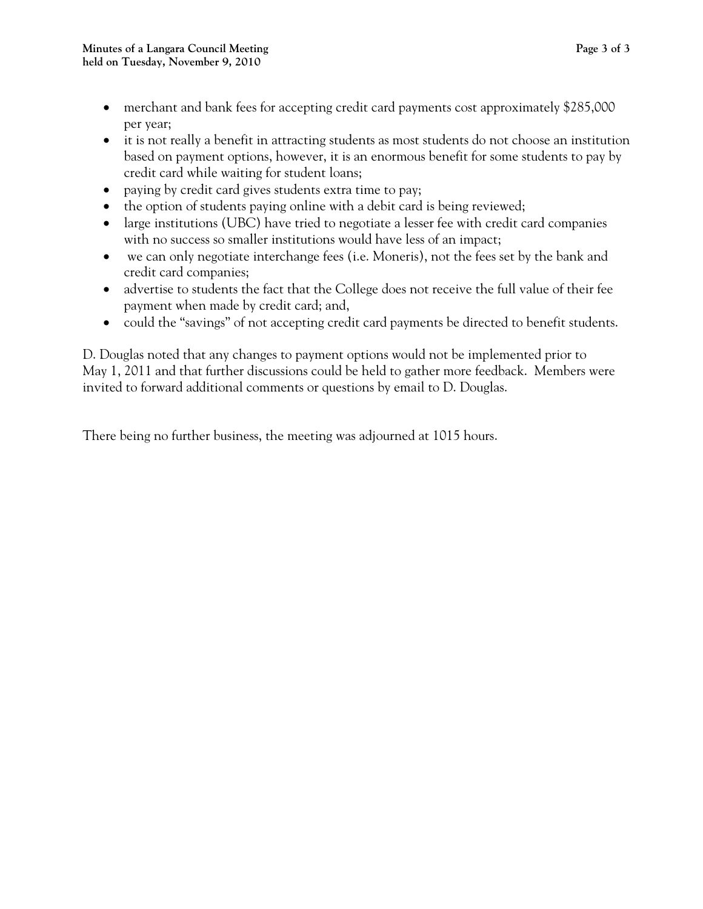- merchant and bank fees for accepting credit card payments cost approximately $285,000 per year;
- it is not really a benefit in attracting students as most students do not choose an institution based on payment options, however, it is an enormous benefit for some students to pay by credit card while waiting for student loans;
- paying by credit card gives students extra time to pay;
- the option of students paying online with a debit card is being reviewed;
- large institutions (UBC) have tried to negotiate a lesser fee with credit card companies with no success so smaller institutions would have less of an impact;
- we can only negotiate interchange fees (i.e. Moneris), not the fees set by the bank and credit card companies;
- advertise to students the fact that the College does not receive the full value of their fee payment when made by credit card; and,
- could the "savings" of not accepting credit card payments be directed to benefit students.

D. Douglas noted that any changes to payment options would not be implemented prior to May 1, 2011 and that further discussions could be held to gather more feedback. Members were invited to forward additional comments or questions by email to D. Douglas.

There being no further business, the meeting was adjourned at 1015 hours.